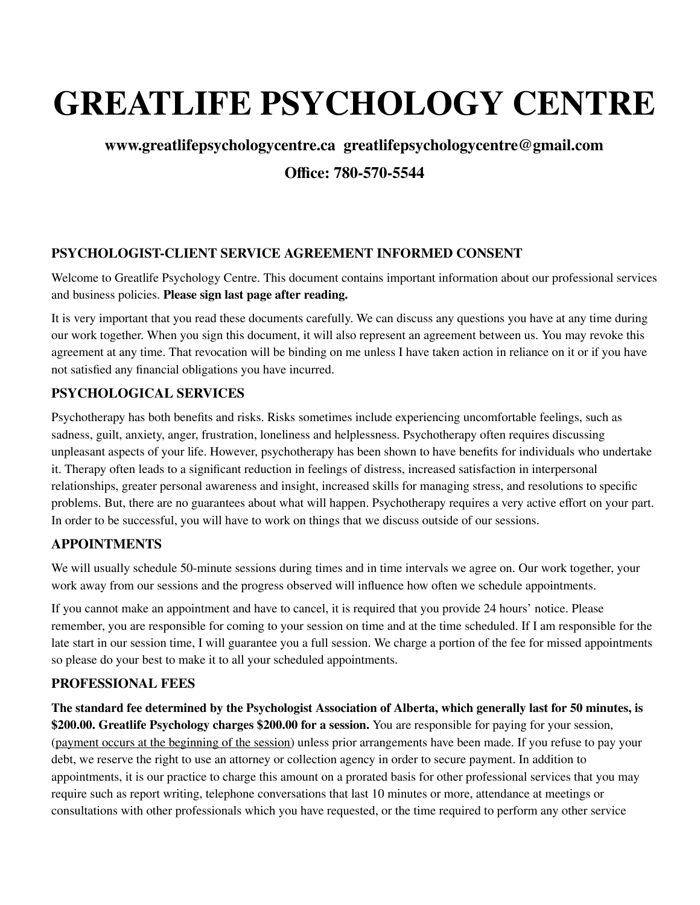# GREATLIFE PSYCHOLOGY CENTRE

**www.greatlifepsychologycentre.ca greatlifepsychologycentre@gmail.com**

**Office: 780-570-5544**

## PSYCHOLOGIST-CLIENT SERVICE AGREEMENT INFORMED CONSENT

Welcome to Greatlife Psychology Centre. This document contains important information about our professional services and business policies. **Please sign last page after reading.**

It is very important that you read these documents carefully. We can discuss any questions you have at any time during our work together. When you sign this document, it will also represent an agreement between us. You may revoke this agreement at any time. That revocation will be binding on me unless I have taken action in reliance on it or if you have not satisfied any financial obligations you have incurred.

## PSYCHOLOGICAL SERVICES

Psychotherapy has both benefits and risks. Risks sometimes include experiencing uncomfortable feelings, such as sadness, guilt, anxiety, anger, frustration, loneliness and helplessness. Psychotherapy often requires discussing unpleasant aspects of your life. However, psychotherapy has been shown to have benefits for individuals who undertake it. Therapy often leads to a significant reduction in feelings of distress, increased satisfaction in interpersonal relationships, greater personal awareness and insight, increased skills for managing stress, and resolutions to specific problems. But, there are no guarantees about what will happen. Psychotherapy requires a very active effort on your part. In order to be successful, you will have to work on things that we discuss outside of our sessions.

## APPOINTMENTS

We will usually schedule 50-minute sessions during times and in time intervals we agree on. Our work together, your work away from our sessions and the progress observed will influence how often we schedule appointments.

If you cannot make an appointment and have to cancel, it is required that you provide 24 hours' notice. Please remember, you are responsible for coming to your session on time and at the time scheduled. If I am responsible for the late start in our session time, I will guarantee you a full session. We charge a portion of the fee for missed appointments so please do your best to make it to all your scheduled appointments.

## PROFESSIONAL FEES

**The standard fee determined by the Psychologist Association of Alberta, which generally last for 50 minutes, is $200.00. Greatlife Psychology charges $200.00 for a session.** You are responsible for paying for your session, (<u>payment occurs at the beginning of the session</u>) unless prior arrangements have been made. If you refuse to pay your debt, we reserve the right to use an attorney or collection agency in order to secure payment. In addition to appointments, it is our practice to charge this amount on a prorated basis for other professional services that you may require such as report writing, telephone conversations that last 10 minutes or more, attendance at meetings or consultations with other professionals which you have requested, or the time required to perform any other service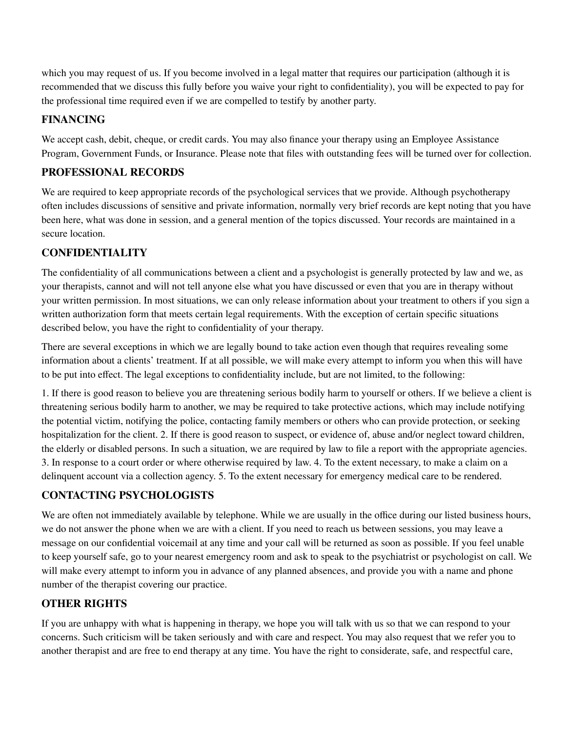which you may request of us. If you become involved in a legal matter that requires our participation (although it is recommended that we discuss this fully before you waive your right to confidentiality), you will be expected to pay for the professional time required even if we are compelled to testify by another party.

## FINANCING

We accept cash, debit, cheque, or credit cards. You may also finance your therapy using an Employee Assistance Program, Government Funds, or Insurance. Please note that files with outstanding fees will be turned over for collection.

## PROFESSIONAL RECORDS

We are required to keep appropriate records of the psychological services that we provide. Although psychotherapy often includes discussions of sensitive and private information, normally very brief records are kept noting that you have been here, what was done in session, and a general mention of the topics discussed. Your records are maintained in a secure location.

## CONFIDENTIALITY

The confidentiality of all communications between a client and a psychologist is generally protected by law and we, as your therapists, cannot and will not tell anyone else what you have discussed or even that you are in therapy without your written permission. In most situations, we can only release information about your treatment to others if you sign a written authorization form that meets certain legal requirements. With the exception of certain specific situations described below, you have the right to confidentiality of your therapy.

There are several exceptions in which we are legally bound to take action even though that requires revealing some information about a clients' treatment. If at all possible, we will make every attempt to inform you when this will have to be put into effect. The legal exceptions to confidentiality include, but are not limited, to the following:

1. If there is good reason to believe you are threatening serious bodily harm to yourself or others. If we believe a client is threatening serious bodily harm to another, we may be required to take protective actions, which may include notifying the potential victim, notifying the police, contacting family members or others who can provide protection, or seeking hospitalization for the client. 2. If there is good reason to suspect, or evidence of, abuse and/or neglect toward children, the elderly or disabled persons. In such a situation, we are required by law to file a report with the appropriate agencies. 3. In response to a court order or where otherwise required by law. 4. To the extent necessary, to make a claim on a delinquent account via a collection agency. 5. To the extent necessary for emergency medical care to be rendered.

## CONTACTING PSYCHOLOGISTS

We are often not immediately available by telephone. While we are usually in the office during our listed business hours, we do not answer the phone when we are with a client. If you need to reach us between sessions, you may leave a message on our confidential voicemail at any time and your call will be returned as soon as possible. If you feel unable to keep yourself safe, go to your nearest emergency room and ask to speak to the psychiatrist or psychologist on call. We will make every attempt to inform you in advance of any planned absences, and provide you with a name and phone number of the therapist covering our practice.

## OTHER RIGHTS

If you are unhappy with what is happening in therapy, we hope you will talk with us so that we can respond to your concerns. Such criticism will be taken seriously and with care and respect. You may also request that we refer you to another therapist and are free to end therapy at any time. You have the right to considerate, safe, and respectful care,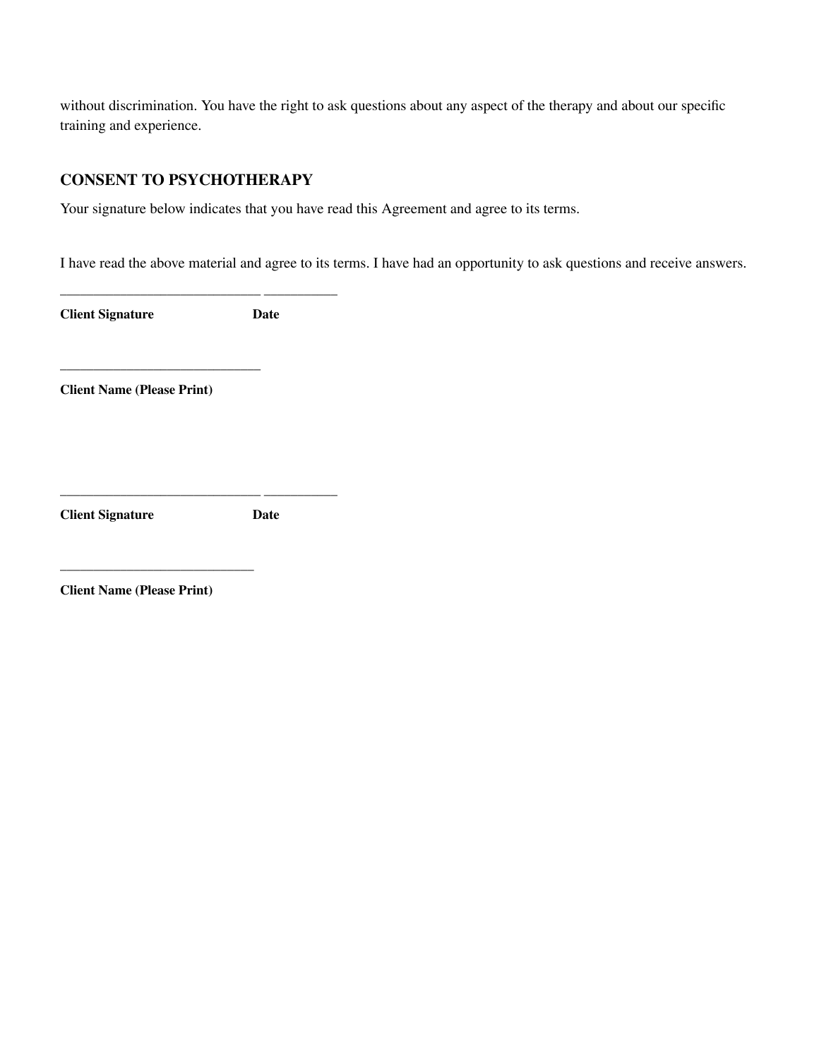without discrimination. You have the right to ask questions about any aspect of the therapy and about our specific training and experience.

## CONSENT TO PSYCHOTHERAPY

Your signature below indicates that you have read this Agreement and agree to its terms.

I have read the above material and agree to its terms. I have had an opportunity to ask questions and receive answers.

____________________________ __________

**Client Signature** **Date**

____________________________

**Client Name (Please Print)**

____________________________ __________

**Client Signature** **Date**

___________________________

**Client Name (Please Print)**